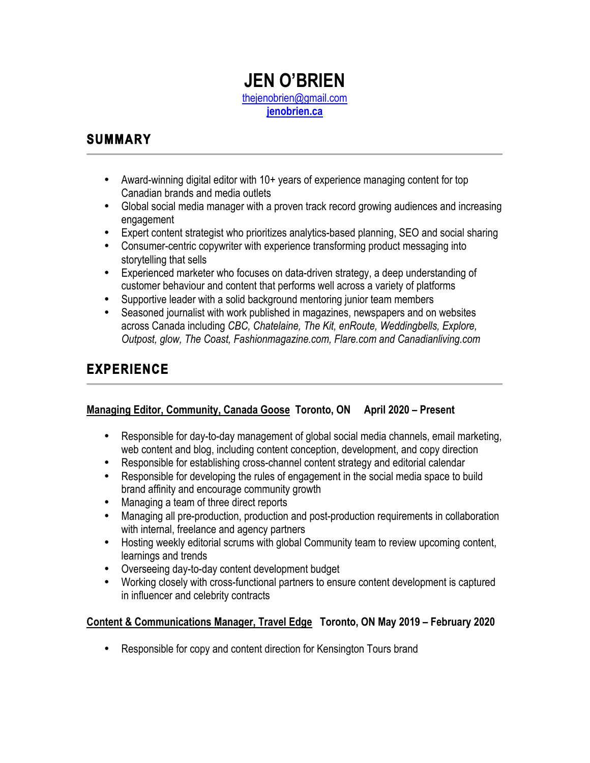# JEN O'BRIEN

thejenobrien@gmail.com
**jenobrien.ca**

## SUMMARY

- Award-winning digital editor with 10+ years of experience managing content for top Canadian brands and media outlets
- Global social media manager with a proven track record growing audiences and increasing engagement
- Expert content strategist who prioritizes analytics-based planning, SEO and social sharing
- Consumer-centric copywriter with experience transforming product messaging into storytelling that sells
- Experienced marketer who focuses on data-driven strategy, a deep understanding of customer behaviour and content that performs well across a variety of platforms
- Supportive leader with a solid background mentoring junior team members
- Seasoned journalist with work published in magazines, newspapers and on websites across Canada including *CBC, Chatelaine, The Kit, enRoute, Weddingbells, Explore, Outpost, glow, The Coast, Fashionmagazine.com, Flare.com and Canadianliving.com*

## EXPERIENCE

**Managing Editor, Community, Canada Goose  Toronto, ON  April 2020 – Present**

- Responsible for day-to-day management of global social media channels, email marketing, web content and blog, including content conception, development, and copy direction
- Responsible for establishing cross-channel content strategy and editorial calendar
- Responsible for developing the rules of engagement in the social media space to build brand affinity and encourage community growth
- Managing a team of three direct reports
- Managing all pre-production, production and post-production requirements in collaboration with internal, freelance and agency partners
- Hosting weekly editorial scrums with global Community team to review upcoming content, learnings and trends
- Overseeing day-to-day content development budget
- Working closely with cross-functional partners to ensure content development is captured in influencer and celebrity contracts

**Content & Communications Manager, Travel Edge  Toronto, ON May 2019 – February 2020**

- Responsible for copy and content direction for Kensington Tours brand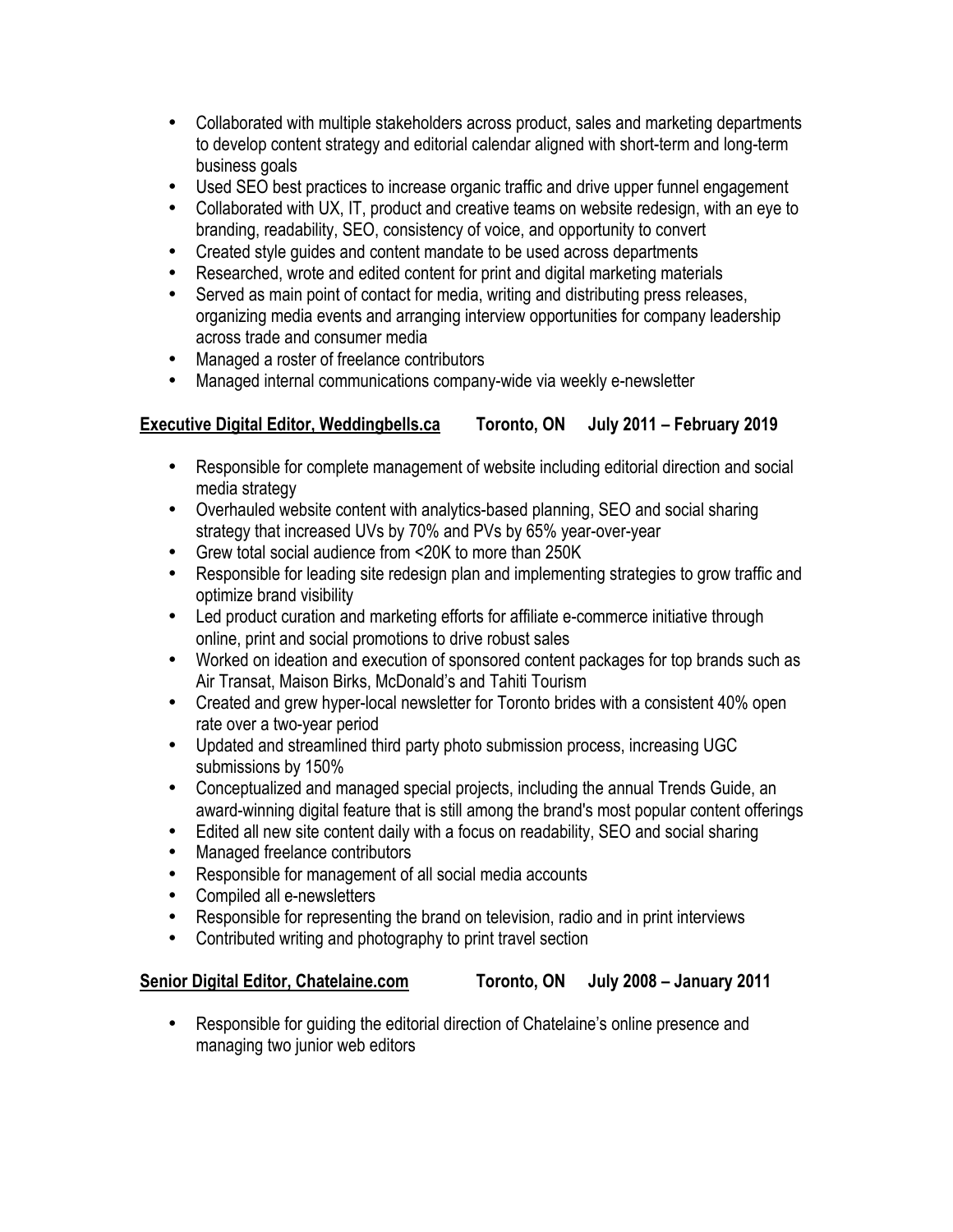- Collaborated with multiple stakeholders across product, sales and marketing departments to develop content strategy and editorial calendar aligned with short-term and long-term business goals
- Used SEO best practices to increase organic traffic and drive upper funnel engagement
- Collaborated with UX, IT, product and creative teams on website redesign, with an eye to branding, readability, SEO, consistency of voice, and opportunity to convert
- Created style guides and content mandate to be used across departments
- Researched, wrote and edited content for print and digital marketing materials
- Served as main point of contact for media, writing and distributing press releases, organizing media events and arranging interview opportunities for company leadership across trade and consumer media
- Managed a roster of freelance contributors
- Managed internal communications company-wide via weekly e-newsletter

**Executive Digital Editor, Weddingbells.ca** **Toronto, ON** **July 2011 – February 2019**

- Responsible for complete management of website including editorial direction and social media strategy
- Overhauled website content with analytics-based planning, SEO and social sharing strategy that increased UVs by 70% and PVs by 65% year-over-year
- Grew total social audience from <20K to more than 250K
- Responsible for leading site redesign plan and implementing strategies to grow traffic and optimize brand visibility
- Led product curation and marketing efforts for affiliate e-commerce initiative through online, print and social promotions to drive robust sales
- Worked on ideation and execution of sponsored content packages for top brands such as Air Transat, Maison Birks, McDonald's and Tahiti Tourism
- Created and grew hyper-local newsletter for Toronto brides with a consistent 40% open rate over a two-year period
- Updated and streamlined third party photo submission process, increasing UGC submissions by 150%
- Conceptualized and managed special projects, including the annual Trends Guide, an award-winning digital feature that is still among the brand's most popular content offerings
- Edited all new site content daily with a focus on readability, SEO and social sharing
- Managed freelance contributors
- Responsible for management of all social media accounts
- Compiled all e-newsletters
- Responsible for representing the brand on television, radio and in print interviews
- Contributed writing and photography to print travel section

**Senior Digital Editor, Chatelaine.com** **Toronto, ON** **July 2008 – January 2011**

- Responsible for guiding the editorial direction of Chatelaine's online presence and managing two junior web editors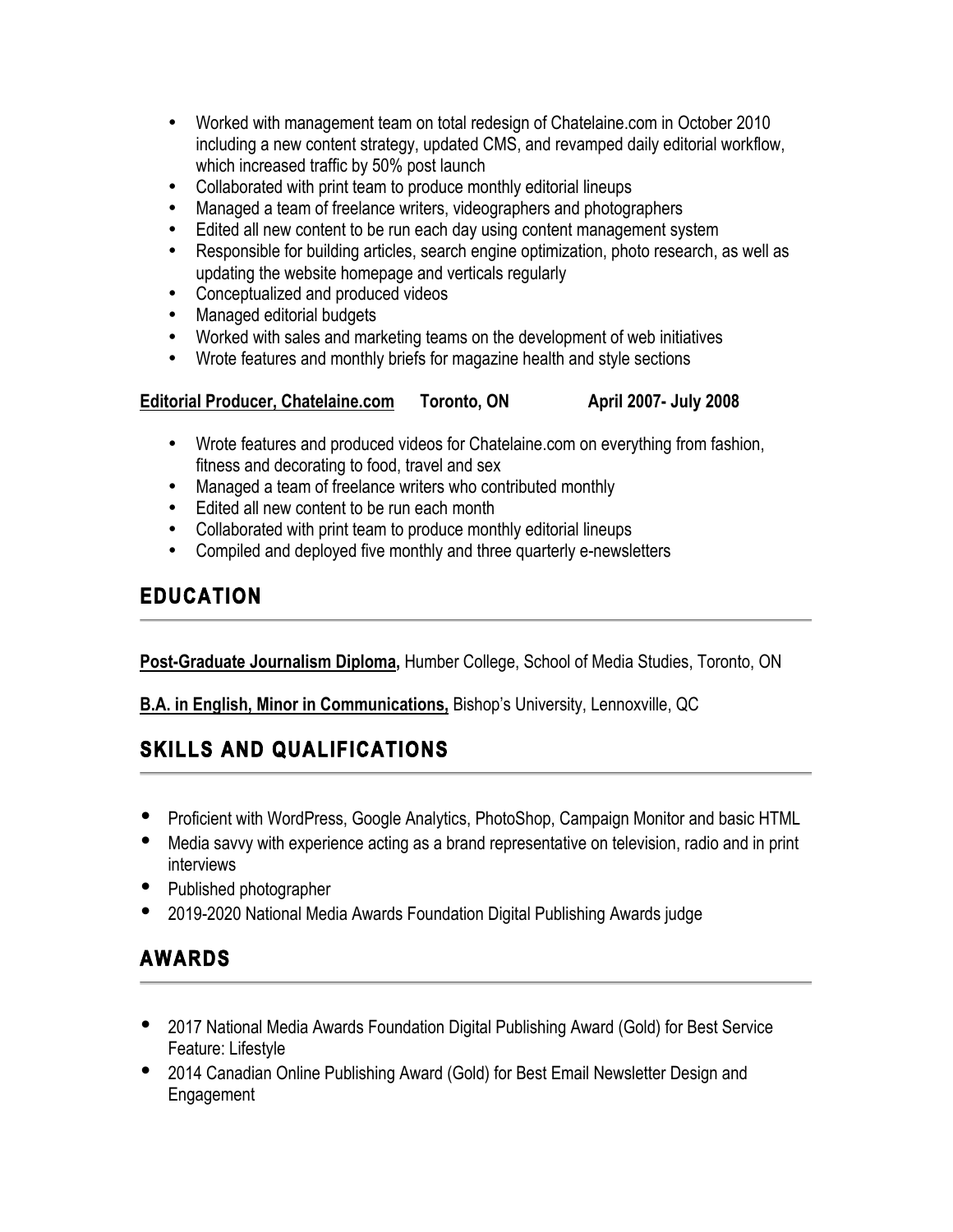- Worked with management team on total redesign of Chatelaine.com in October 2010 including a new content strategy, updated CMS, and revamped daily editorial workflow, which increased traffic by 50% post launch
- Collaborated with print team to produce monthly editorial lineups
- Managed a team of freelance writers, videographers and photographers
- Edited all new content to be run each day using content management system
- Responsible for building articles, search engine optimization, photo research, as well as updating the website homepage and verticals regularly
- Conceptualized and produced videos
- Managed editorial budgets
- Worked with sales and marketing teams on the development of web initiatives
- Wrote features and monthly briefs for magazine health and style sections

**Editorial Producer, Chatelaine.com** **Toronto, ON** **April 2007- July 2008**

- Wrote features and produced videos for Chatelaine.com on everything from fashion, fitness and decorating to food, travel and sex
- Managed a team of freelance writers who contributed monthly
- Edited all new content to be run each month
- Collaborated with print team to produce monthly editorial lineups
- Compiled and deployed five monthly and three quarterly e-newsletters

## EDUCATION

**Post-Graduate Journalism Diploma,** Humber College, School of Media Studies, Toronto, ON

**B.A. in English, Minor in Communications,** Bishop's University, Lennoxville, QC

## SKILLS AND QUALIFICATIONS

- Proficient with WordPress, Google Analytics, PhotoShop, Campaign Monitor and basic HTML
- Media savvy with experience acting as a brand representative on television, radio and in print interviews
- Published photographer
- 2019-2020 National Media Awards Foundation Digital Publishing Awards judge

## AWARDS

- 2017 National Media Awards Foundation Digital Publishing Award (Gold) for Best Service Feature: Lifestyle
- 2014 Canadian Online Publishing Award (Gold) for Best Email Newsletter Design and Engagement